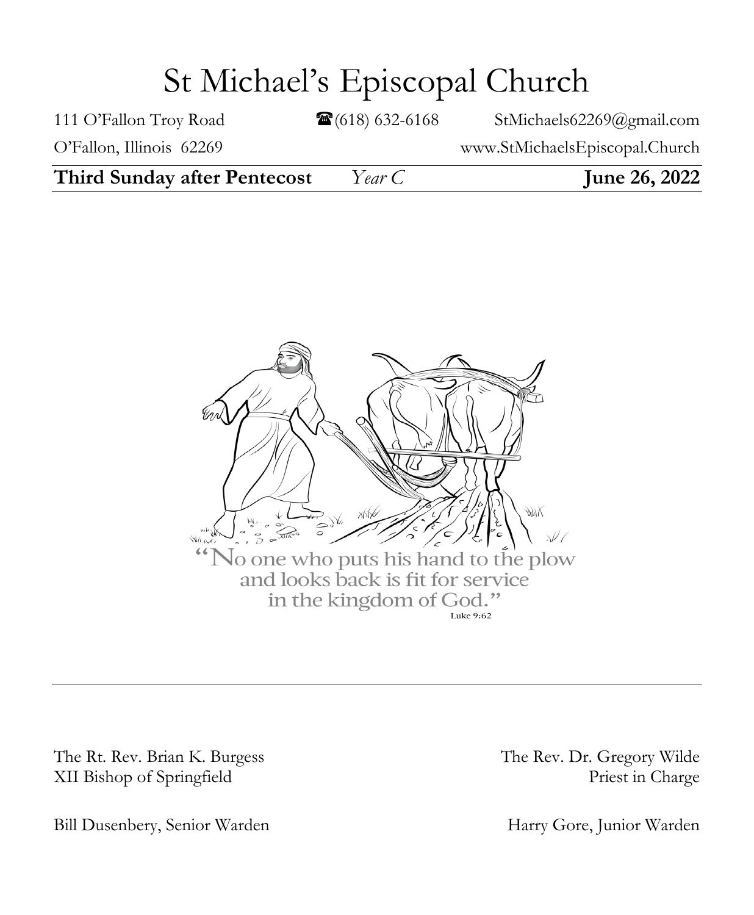# St Michael's Episcopal Church

111 O'Fallon Troy Road | ☎(618) 632-6168 | StMichaels62269@gmail.com

O'Fallon, Illinois 62269 | www.StMichaelsEpiscopal.Church

**Third Sunday after Pentecost** *Year C* **June 26, 2022**

"No one who puts his hand to the plow and looks back is fit for service in the kingdom of God."
Luke 9:62

The Rt. Rev. Brian K. Burgess
XII Bishop of Springfield

The Rev. Dr. Gregory Wilde
Priest in Charge

Bill Dusenbery, Senior Warden

Harry Gore, Junior Warden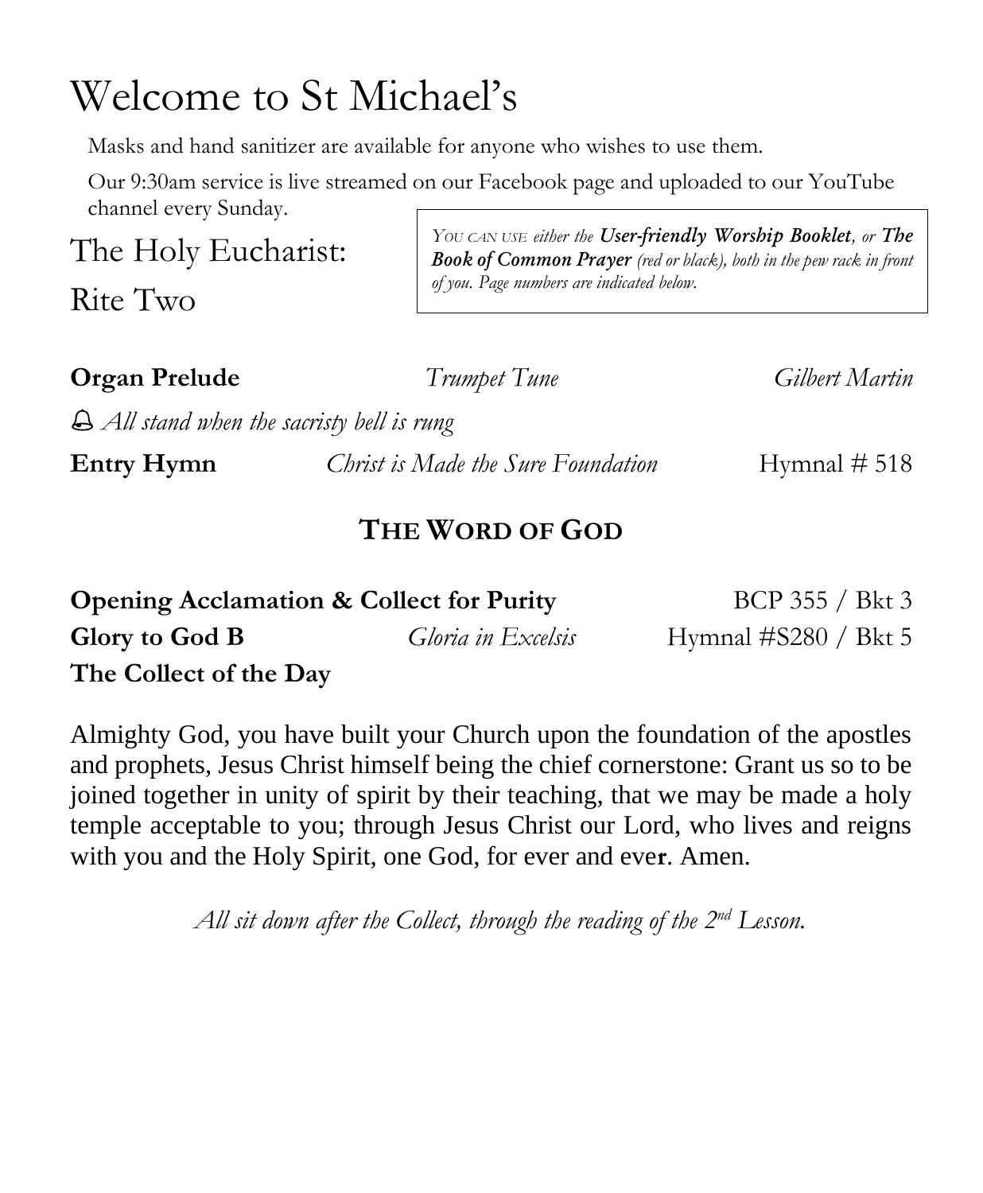# Welcome to St Michael's

Masks and hand sanitizer are available for anyone who wishes to use them.

Our 9:30am service is live streamed on our Facebook page and uploaded to our YouTube channel every Sunday.

## The Holy Eucharist: Rite Two

*YOU CAN USE either the **User-friendly Worship Booklet**, or **The Book of Common Prayer** (red or black), both in the pew rack in front of you. Page numbers are indicated below.*

**Organ Prelude** *Trumpet Tune* *Gilbert Martin*

🔔 *All stand when the sacristy bell is rung*

**Entry Hymn** *Christ is Made the Sure Foundation* Hymnal # 518

## THE WORD OF GOD

**Opening Acclamation & Collect for Purity** BCP 355 / Bkt 3

**Glory to God B** *Gloria in Excelsis* Hymnal #S280 / Bkt 5

**The Collect of the Day**

Almighty God, you have built your Church upon the foundation of the apostles and prophets, Jesus Christ himself being the chief cornerstone: Grant us so to be joined together in unity of spirit by their teaching, that we may be made a holy temple acceptable to you; through Jesus Christ our Lord, who lives and reigns with you and the Holy Spirit, one God, for ever and ever. Amen.

*All sit down after the Collect, through the reading of the 2nd Lesson.*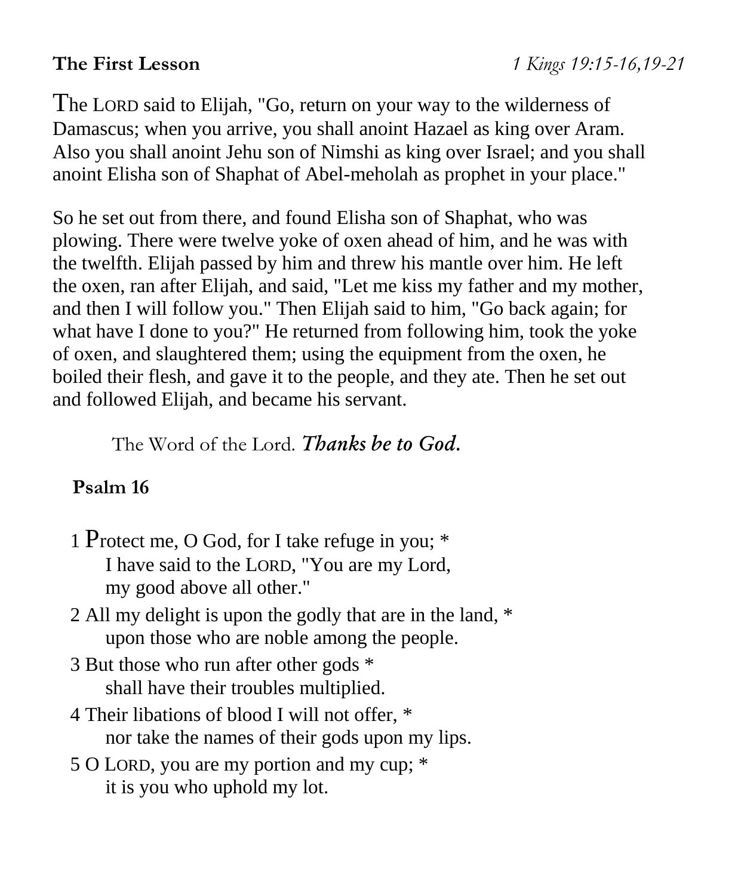**The First Lesson** *1 Kings 19:15-16,19-21*

The LORD said to Elijah, "Go, return on your way to the wilderness of Damascus; when you arrive, you shall anoint Hazael as king over Aram. Also you shall anoint Jehu son of Nimshi as king over Israel; and you shall anoint Elisha son of Shaphat of Abel-meholah as prophet in your place."

So he set out from there, and found Elisha son of Shaphat, who was plowing. There were twelve yoke of oxen ahead of him, and he was with the twelfth. Elijah passed by him and threw his mantle over him. He left the oxen, ran after Elijah, and said, "Let me kiss my father and my mother, and then I will follow you." Then Elijah said to him, "Go back again; for what have I done to you?" He returned from following him, took the yoke of oxen, and slaughtered them; using the equipment from the oxen, he boiled their flesh, and gave it to the people, and they ate. Then he set out and followed Elijah, and became his servant.

The Word of the Lord. ***Thanks be to God.***

**Psalm 16**

1 Protect me, O God, for I take refuge in you; *
I have said to the LORD, "You are my Lord,
my good above all other."

2 All my delight is upon the godly that are in the land, *
upon those who are noble among the people.

3 But those who run after other gods *
shall have their troubles multiplied.

4 Their libations of blood I will not offer, *
nor take the names of their gods upon my lips.

5 O LORD, you are my portion and my cup; *
it is you who uphold my lot.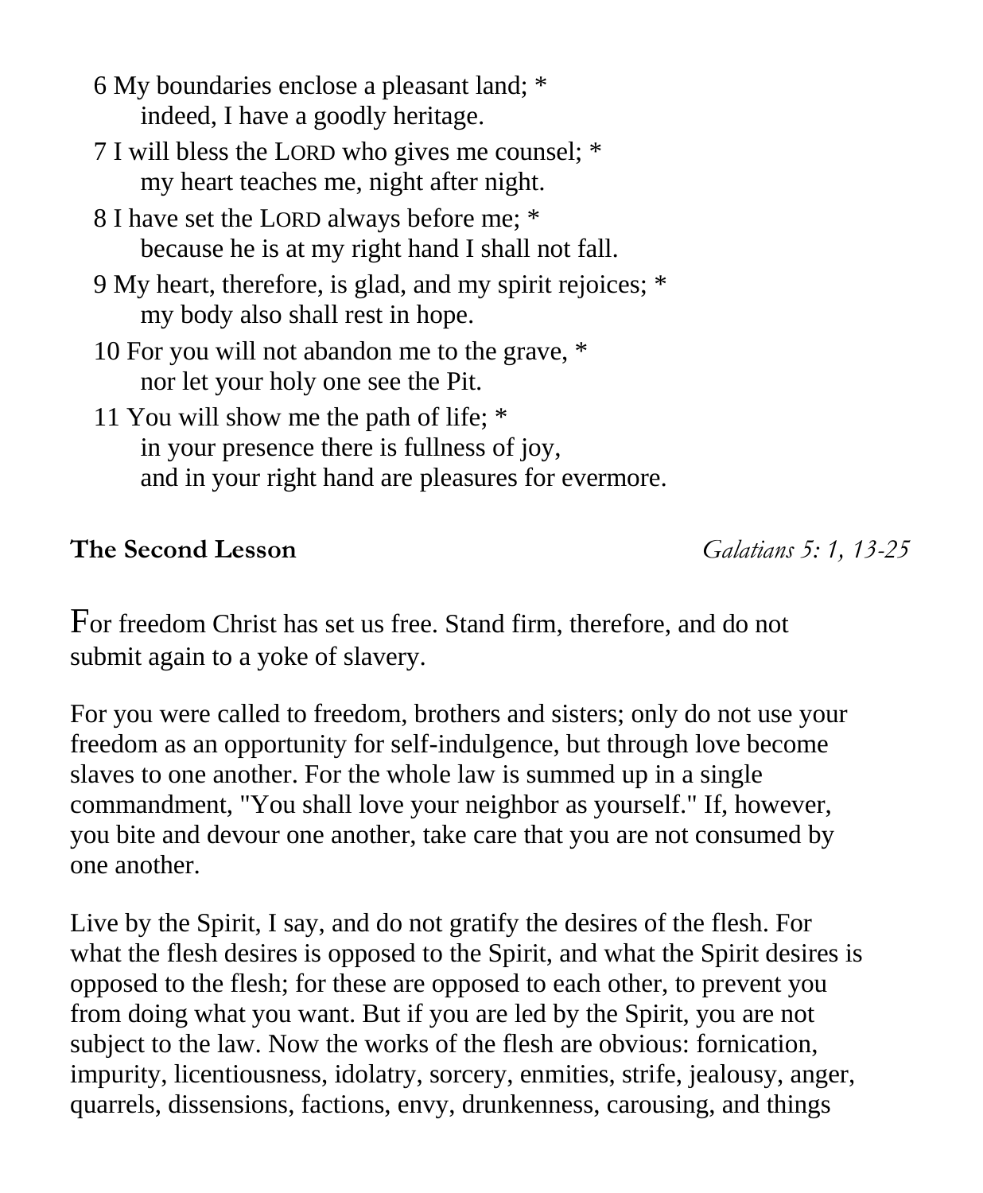6 My boundaries enclose a pleasant land; *
    indeed, I have a goodly heritage.

7 I will bless the LORD who gives me counsel; *
    my heart teaches me, night after night.

8 I have set the LORD always before me; *
    because he is at my right hand I shall not fall.

9 My heart, therefore, is glad, and my spirit rejoices; *
    my body also shall rest in hope.

10 For you will not abandon me to the grave, *
    nor let your holy one see the Pit.

11 You will show me the path of life; *
    in your presence there is fullness of joy,
    and in your right hand are pleasures for evermore.

**The Second Lesson** *Galatians 5: 1, 13-25*

For freedom Christ has set us free. Stand firm, therefore, and do not submit again to a yoke of slavery.

For you were called to freedom, brothers and sisters; only do not use your freedom as an opportunity for self-indulgence, but through love become slaves to one another. For the whole law is summed up in a single commandment, "You shall love your neighbor as yourself." If, however, you bite and devour one another, take care that you are not consumed by one another.

Live by the Spirit, I say, and do not gratify the desires of the flesh. For what the flesh desires is opposed to the Spirit, and what the Spirit desires is opposed to the flesh; for these are opposed to each other, to prevent you from doing what you want. But if you are led by the Spirit, you are not subject to the law. Now the works of the flesh are obvious: fornication, impurity, licentiousness, idolatry, sorcery, enmities, strife, jealousy, anger, quarrels, dissensions, factions, envy, drunkenness, carousing, and things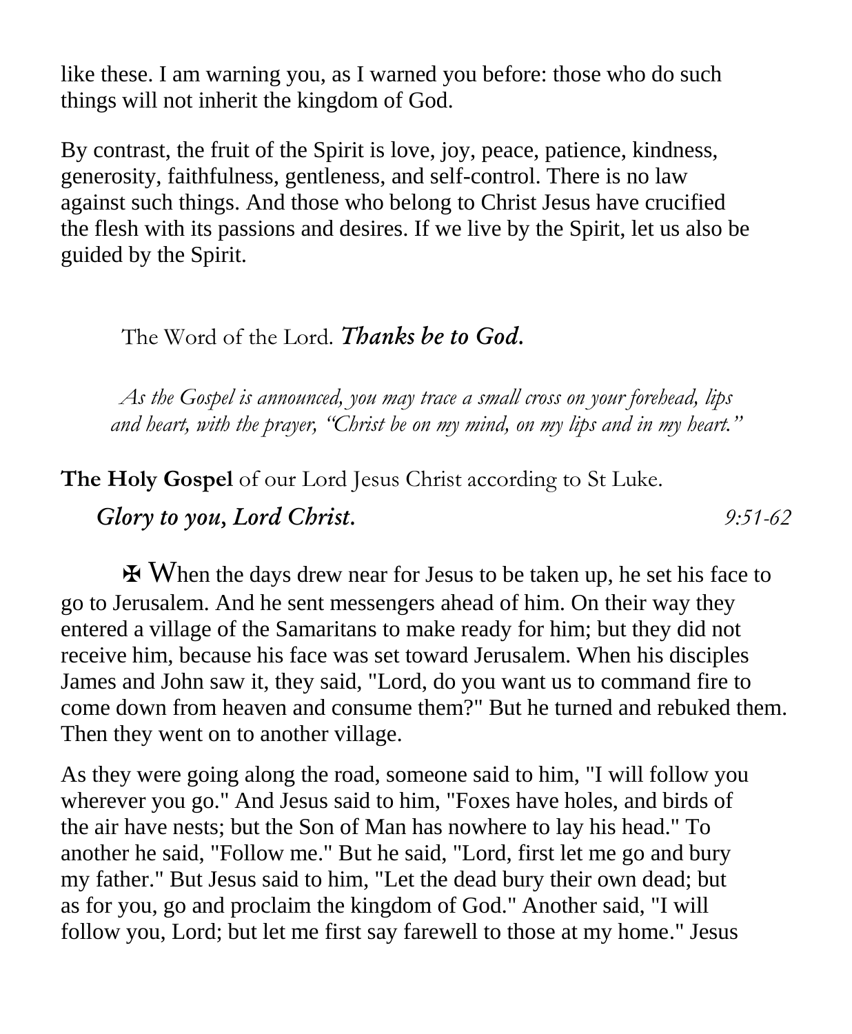like these. I am warning you, as I warned you before: those who do such things will not inherit the kingdom of God.

By contrast, the fruit of the Spirit is love, joy, peace, patience, kindness, generosity, faithfulness, gentleness, and self-control. There is no law against such things. And those who belong to Christ Jesus have crucified the flesh with its passions and desires. If we live by the Spirit, let us also be guided by the Spirit.

The Word of the Lord. ***Thanks be to God.***

*As the Gospel is announced, you may trace a small cross on your forehead, lips and heart, with the prayer, "Christ be on my mind, on my lips and in my heart."*

**The Holy Gospel** of our Lord Jesus Christ according to St Luke.

***Glory to you, Lord Christ.*** *9:51-62*

✠ When the days drew near for Jesus to be taken up, he set his face to go to Jerusalem. And he sent messengers ahead of him. On their way they entered a village of the Samaritans to make ready for him; but they did not receive him, because his face was set toward Jerusalem. When his disciples James and John saw it, they said, "Lord, do you want us to command fire to come down from heaven and consume them?" But he turned and rebuked them. Then they went on to another village.

As they were going along the road, someone said to him, "I will follow you wherever you go." And Jesus said to him, "Foxes have holes, and birds of the air have nests; but the Son of Man has nowhere to lay his head." To another he said, "Follow me." But he said, "Lord, first let me go and bury my father." But Jesus said to him, "Let the dead bury their own dead; but as for you, go and proclaim the kingdom of God." Another said, "I will follow you, Lord; but let me first say farewell to those at my home." Jesus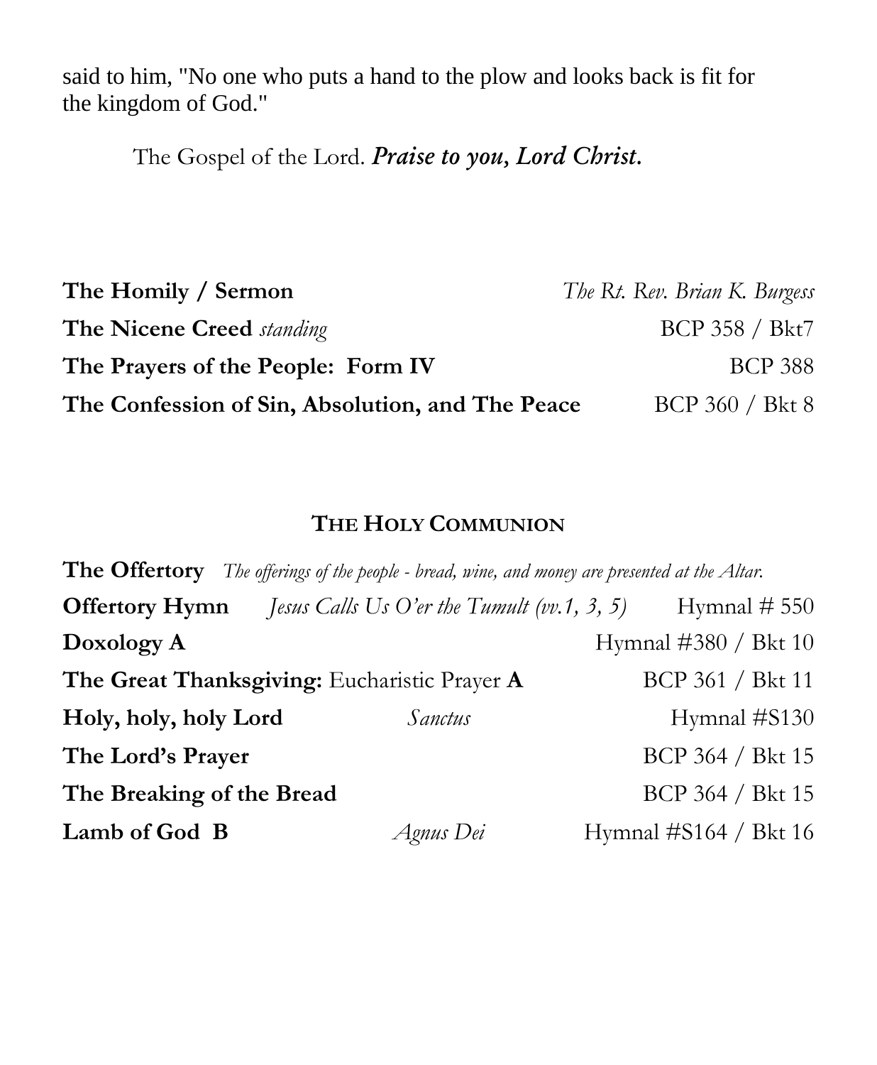said to him, "No one who puts a hand to the plow and looks back is fit for the kingdom of God."

The Gospel of the Lord. ***Praise to you, Lord Christ.***

**The Homily / Sermon** *The Rt. Rev. Brian K. Burgess*

**The Nicene Creed** *standing* BCP 358 / Bkt7

**The Prayers of the People: Form IV** BCP 388

**The Confession of Sin, Absolution, and The Peace** BCP 360 / Bkt 8

## THE HOLY COMMUNION

**The Offertory** *The offerings of the people - bread, wine, and money are presented at the Altar.*

**Offertory Hymn** *Jesus Calls Us O'er the Tumult (vv.1, 3, 5)* Hymnal # 550

**Doxology A** Hymnal #380 / Bkt 10

**The Great Thanksgiving:** Eucharistic Prayer **A** BCP 361 / Bkt 11

**Holy, holy, holy Lord** *Sanctus* Hymnal #S130

**The Lord's Prayer** BCP 364 / Bkt 15

**The Breaking of the Bread** BCP 364 / Bkt 15

**Lamb of God B** *Agnus Dei* Hymnal #S164 / Bkt 16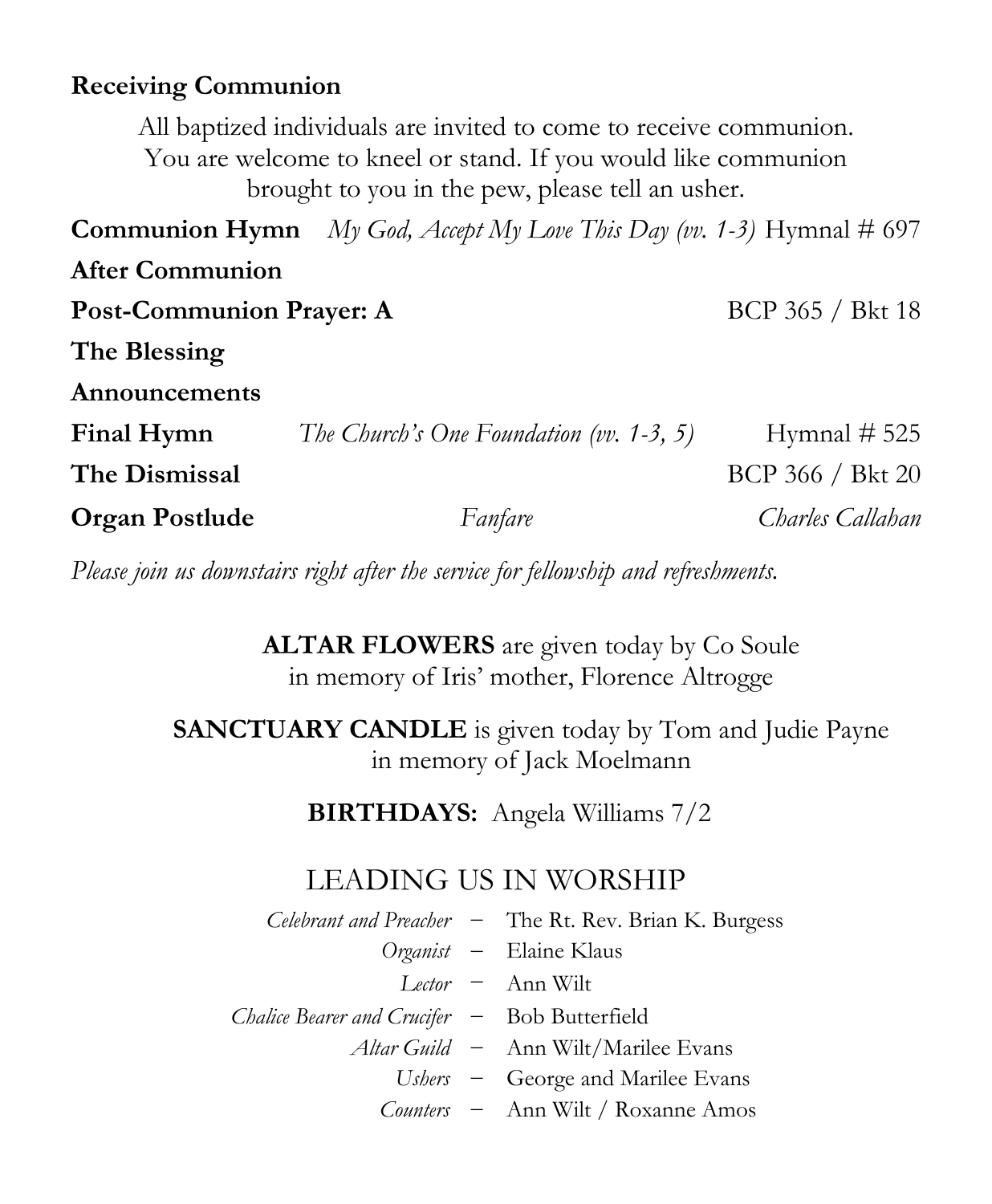**Receiving Communion**

All baptized individuals are invited to come to receive communion. You are welcome to kneel or stand. If you would like communion brought to you in the pew, please tell an usher.

**Communion Hymn** *My God, Accept My Love This Day (vv. 1-3)* Hymnal # 697

**After Communion**

**Post-Communion Prayer: A** BCP 365 / Bkt 18

**The Blessing**

**Announcements**

**Final Hymn** *The Church's One Foundation (vv. 1-3, 5)* Hymnal # 525

**The Dismissal** BCP 366 / Bkt 20

**Organ Postlude** *Fanfare* *Charles Callahan*

*Please join us downstairs right after the service for fellowship and refreshments.*

**ALTAR FLOWERS** are given today by Co Soule
in memory of Iris' mother, Florence Altrogge

**SANCTUARY CANDLE** is given today by Tom and Judie Payne
in memory of Jack Moelmann

**BIRTHDAYS:** Angela Williams 7/2

## LEADING US IN WORSHIP

*Celebrant and Preacher* – The Rt. Rev. Brian K. Burgess
*Organist* – Elaine Klaus
*Lector* – Ann Wilt
*Chalice Bearer and Crucifer* – Bob Butterfield
*Altar Guild* – Ann Wilt/Marilee Evans
*Ushers* – George and Marilee Evans
*Counters* – Ann Wilt / Roxanne Amos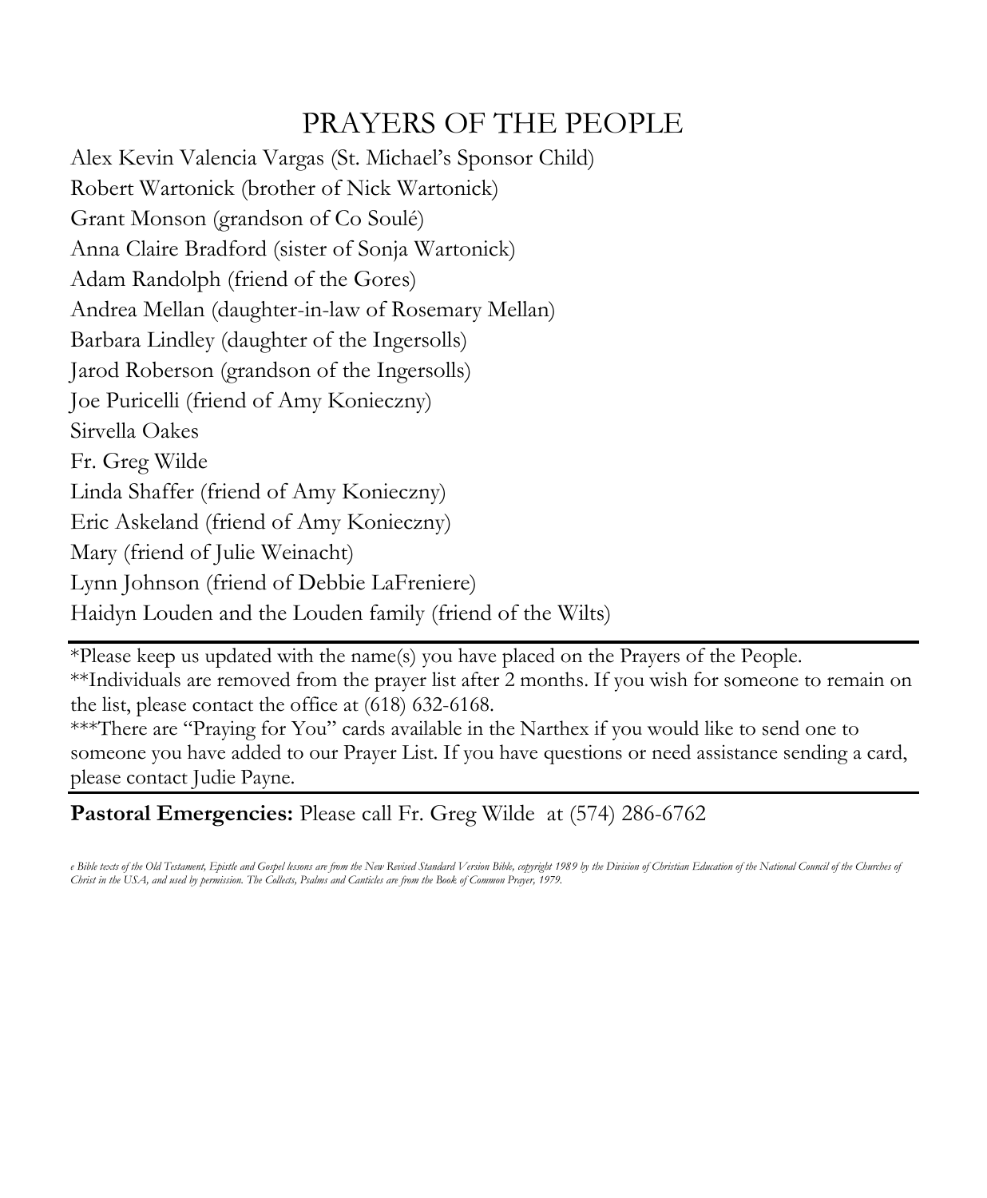# PRAYERS OF THE PEOPLE

Alex Kevin Valencia Vargas (St. Michael's Sponsor Child)
Robert Wartonick (brother of Nick Wartonick)
Grant Monson (grandson of Co Soulé)
Anna Claire Bradford (sister of Sonja Wartonick)
Adam Randolph (friend of the Gores)
Andrea Mellan (daughter-in-law of Rosemary Mellan)
Barbara Lindley (daughter of the Ingersolls)
Jarod Roberson (grandson of the Ingersolls)
Joe Puricelli (friend of Amy Konieczny)
Sirvella Oakes
Fr. Greg Wilde
Linda Shaffer (friend of Amy Konieczny)
Eric Askeland (friend of Amy Konieczny)
Mary (friend of Julie Weinacht)
Lynn Johnson (friend of Debbie LaFreniere)
Haidyn Louden and the Louden family (friend of the Wilts)

---

*Please keep us updated with the name(s) you have placed on the Prayers of the People.
**Individuals are removed from the prayer list after 2 months. If you wish for someone to remain on the list, please contact the office at (618) 632-6168.
***There are "Praying for You" cards available in the Narthex if you would like to send one to someone you have added to our Prayer List. If you have questions or need assistance sending a card, please contact Judie Payne.

---

**Pastoral Emergencies:** Please call Fr. Greg Wilde at (574) 286-6762

*e Bible texts of the Old Testament, Epistle and Gospel lessons are from the New Revised Standard Version Bible, copyright 1989 by the Division of Christian Education of the National Council of the Churches of Christ in the USA, and used by permission. The Collects, Psalms and Canticles are from the Book of Common Prayer, 1979.*